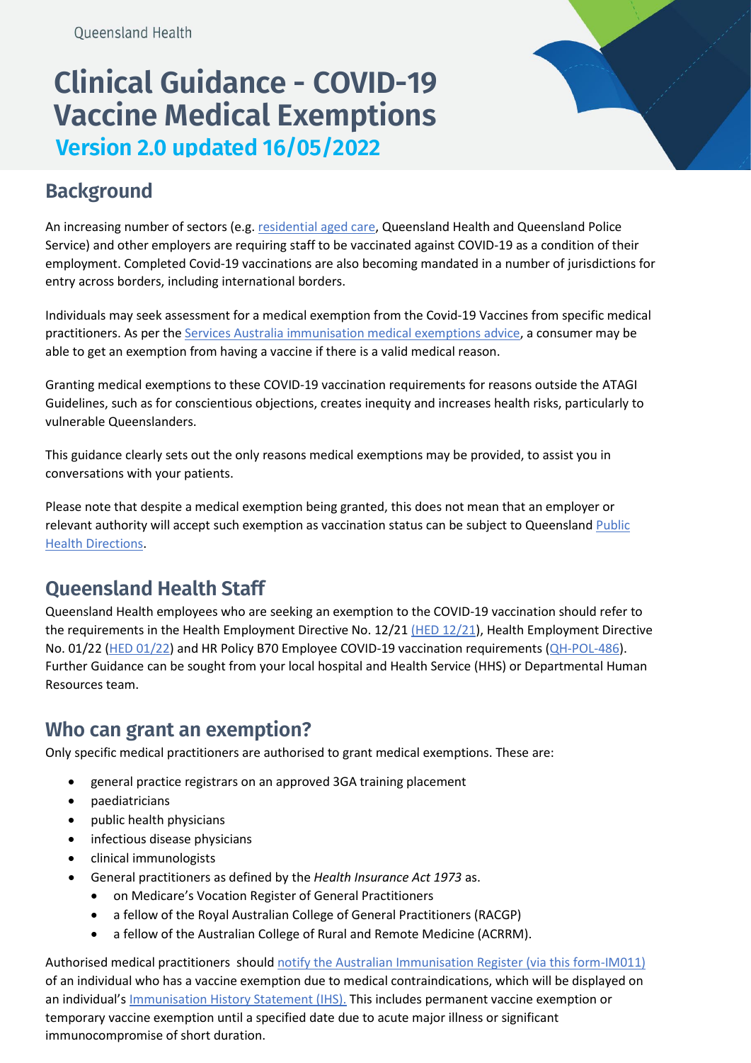Queensland Health

# Clinical Guidance - COVID-19 Vaccine Medical Exemptions

**Version 2.0 updated 16/05/2022**

## Background

An increasing number of sectors (e.g. residential aged care, Queensland Health and Queensland Police Service) and other employers are requiring staff to be vaccinated against COVID-19 as a condition of their employment. Completed Covid-19 vaccinations are also becoming mandated in a number of jurisdictions for entry across borders, including international borders.

Individuals may seek assessment for a medical exemption from the Covid-19 Vaccines from specific medical practitioners. As per the Services Australia immunisation medical exemptions advice, a consumer may be able to get an exemption from having a vaccine if there is a valid medical reason.

Granting medical exemptions to these COVID-19 vaccination requirements for reasons outside the ATAGI Guidelines, such as for conscientious objections, creates inequity and increases health risks, particularly to vulnerable Queenslanders.

This guidance clearly sets out the only reasons medical exemptions may be provided, to assist you in conversations with your patients.

Please note that despite a medical exemption being granted, this does not mean that an employer or relevant authority will accept such exemption as vaccination status can be subject to Queensland Public Health Directions.

## Queensland Health Staff

Queensland Health employees who are seeking an exemption to the COVID-19 vaccination should refer to the requirements in the Health Employment Directive No. 12/21 (HED 12/21), Health Employment Directive No. 01/22 (HED 01/22) and HR Policy B70 Employee COVID-19 vaccination requirements (QH-POL-486). Further Guidance can be sought from your local hospital and Health Service (HHS) or Departmental Human Resources team.

## Who can grant an exemption?

Only specific medical practitioners are authorised to grant medical exemptions. These are:

- general practice registrars on an approved 3GA training placement
- paediatricians
- public health physicians
- infectious disease physicians
- clinical immunologists
- General practitioners as defined by the *Health Insurance Act 1973* as.
  - on Medicare's Vocation Register of General Practitioners
  - a fellow of the Royal Australian College of General Practitioners (RACGP)
  - a fellow of the Australian College of Rural and Remote Medicine (ACRRM).

Authorised medical practitioners should notify the Australian Immunisation Register (via this form-IM011) of an individual who has a vaccine exemption due to medical contraindications, which will be displayed on an individual's Immunisation History Statement (IHS). This includes permanent vaccine exemption or temporary vaccine exemption until a specified date due to acute major illness or significant immunocompromise of short duration.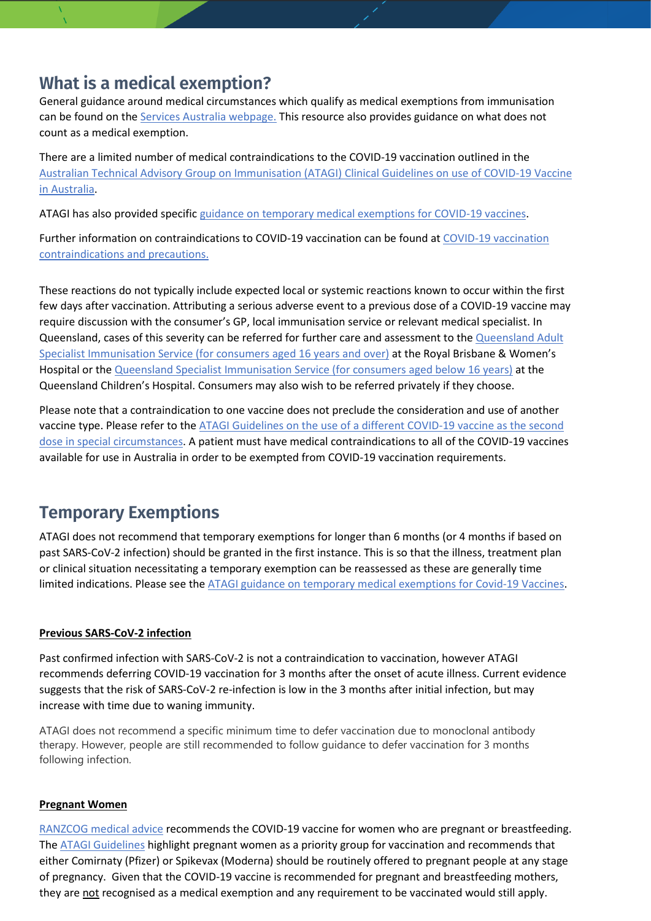## What is a medical exemption?

General guidance around medical circumstances which qualify as medical exemptions from immunisation can be found on the Services Australia webpage. This resource also provides guidance on what does not count as a medical exemption.

There are a limited number of medical contraindications to the COVID-19 vaccination outlined in the Australian Technical Advisory Group on Immunisation (ATAGI) Clinical Guidelines on use of COVID-19 Vaccine in Australia.

ATAGI has also provided specific guidance on temporary medical exemptions for COVID-19 vaccines.

Further information on contraindications to COVID-19 vaccination can be found at COVID-19 vaccination contraindications and precautions.

These reactions do not typically include expected local or systemic reactions known to occur within the first few days after vaccination. Attributing a serious adverse event to a previous dose of a COVID-19 vaccine may require discussion with the consumer's GP, local immunisation service or relevant medical specialist. In Queensland, cases of this severity can be referred for further care and assessment to the Queensland Adult Specialist Immunisation Service (for consumers aged 16 years and over) at the Royal Brisbane & Women's Hospital or the Queensland Specialist Immunisation Service (for consumers aged below 16 years) at the Queensland Children's Hospital. Consumers may also wish to be referred privately if they choose.

Please note that a contraindication to one vaccine does not preclude the consideration and use of another vaccine type. Please refer to the ATAGI Guidelines on the use of a different COVID-19 vaccine as the second dose in special circumstances. A patient must have medical contraindications to all of the COVID-19 vaccines available for use in Australia in order to be exempted from COVID-19 vaccination requirements.

## Temporary Exemptions

ATAGI does not recommend that temporary exemptions for longer than 6 months (or 4 months if based on past SARS-CoV-2 infection) should be granted in the first instance. This is so that the illness, treatment plan or clinical situation necessitating a temporary exemption can be reassessed as these are generally time limited indications. Please see the ATAGI guidance on temporary medical exemptions for Covid-19 Vaccines.

**Previous SARS-CoV-2 infection**

Past confirmed infection with SARS-CoV-2 is not a contraindication to vaccination, however ATAGI recommends deferring COVID-19 vaccination for 3 months after the onset of acute illness. Current evidence suggests that the risk of SARS-CoV-2 re-infection is low in the 3 months after initial infection, but may increase with time due to waning immunity.

ATAGI does not recommend a specific minimum time to defer vaccination due to monoclonal antibody therapy. However, people are still recommended to follow guidance to defer vaccination for 3 months following infection.

**Pregnant Women**

RANZCOG medical advice recommends the COVID-19 vaccine for women who are pregnant or breastfeeding. The ATAGI Guidelines highlight pregnant women as a priority group for vaccination and recommends that either Comirnaty (Pfizer) or Spikevax (Moderna) should be routinely offered to pregnant people at any stage of pregnancy. Given that the COVID-19 vaccine is recommended for pregnant and breastfeeding mothers, they are not recognised as a medical exemption and any requirement to be vaccinated would still apply.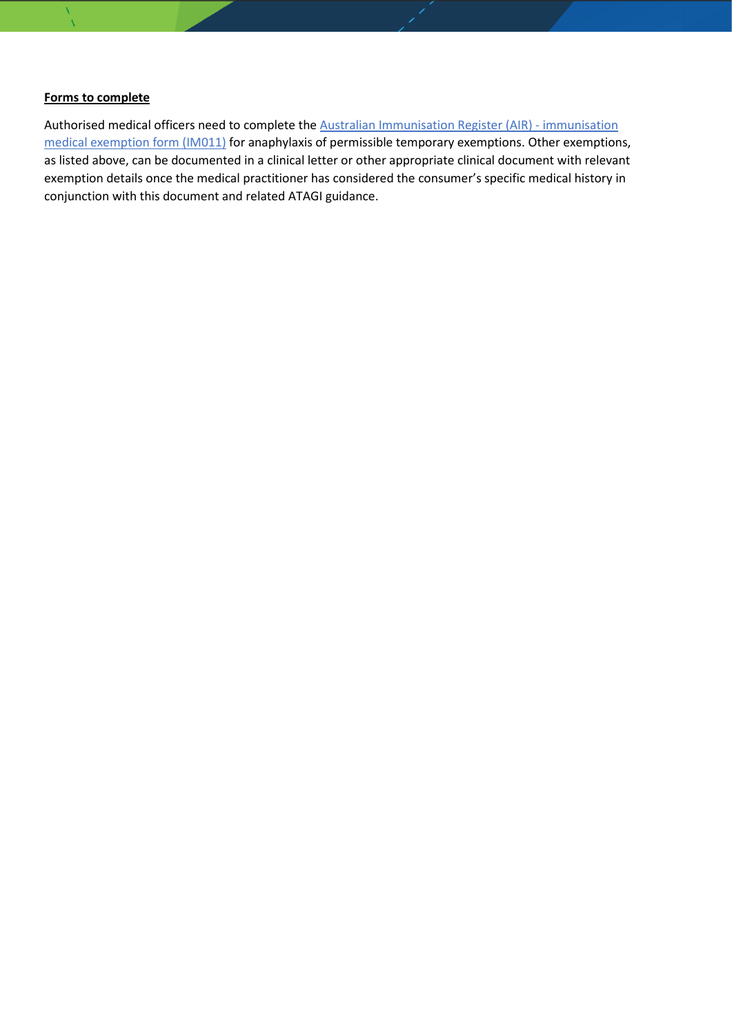**Forms to complete**

Authorised medical officers need to complete the [Australian Immunisation Register (AIR) - immunisation medical exemption form (IM011)] for anaphylaxis of permissible temporary exemptions. Other exemptions, as listed above, can be documented in a clinical letter or other appropriate clinical document with relevant exemption details once the medical practitioner has considered the consumer's specific medical history in conjunction with this document and related ATAGI guidance.